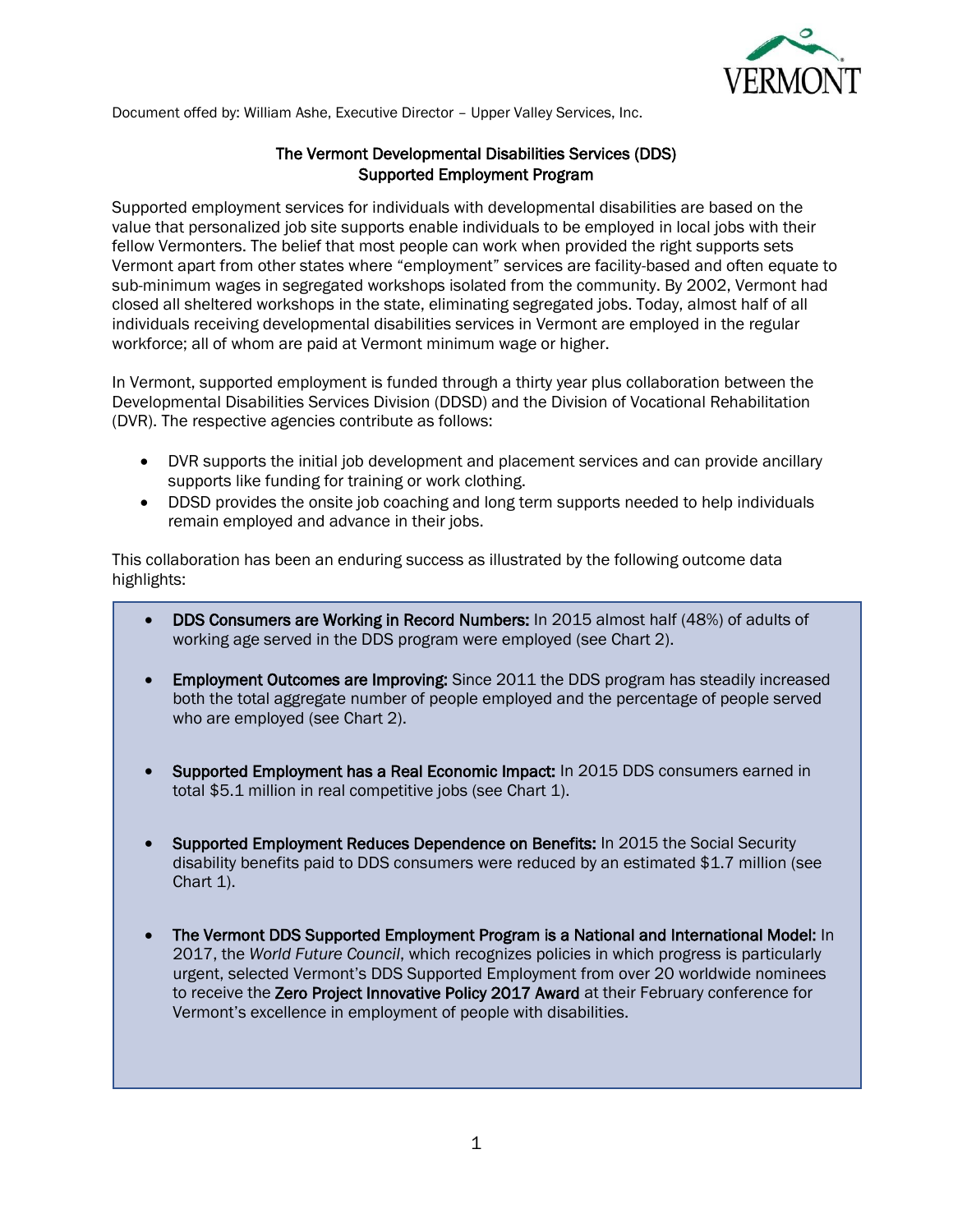Document offed by: William Ashe, Executive Director – Upper Valley Services, Inc.

## The Vermont Developmental Disabilities Services (DDS) Supported Employment Program

Supported employment services for individuals with developmental disabilities are based on the value that personalized job site supports enable individuals to be employed in local jobs with their fellow Vermonters. The belief that most people can work when provided the right supports sets Vermont apart from other states where "employment" services are facility-based and often equate to sub-minimum wages in segregated workshops isolated from the community. By 2002, Vermont had closed all sheltered workshops in the state, eliminating segregated jobs. Today, almost half of all individuals receiving developmental disabilities services in Vermont are employed in the regular workforce; all of whom are paid at Vermont minimum wage or higher.

In Vermont, supported employment is funded through a thirty year plus collaboration between the Developmental Disabilities Services Division (DDSD) and the Division of Vocational Rehabilitation (DVR). The respective agencies contribute as follows:

- DVR supports the initial job development and placement services and can provide ancillary supports like funding for training or work clothing.
- DDSD provides the onsite job coaching and long term supports needed to help individuals remain employed and advance in their jobs.

This collaboration has been an enduring success as illustrated by the following outcome data highlights:

- **DDS Consumers are Working in Record Numbers:** In 2015 almost half (48%) of adults of working age served in the DDS program were employed (see Chart 2).
- **Employment Outcomes are Improving:** Since 2011 the DDS program has steadily increased both the total aggregate number of people employed and the percentage of people served who are employed (see Chart 2).
- **Supported Employment has a Real Economic Impact:** In 2015 DDS consumers earned in total $5.1 million in real competitive jobs (see Chart 1).
- **Supported Employment Reduces Dependence on Benefits:** In 2015 the Social Security disability benefits paid to DDS consumers were reduced by an estimated $1.7 million (see Chart 1).
- **The Vermont DDS Supported Employment Program is a National and International Model:** In 2017, the *World Future Council*, which recognizes policies in which progress is particularly urgent, selected Vermont's DDS Supported Employment from over 20 worldwide nominees to receive the **Zero Project Innovative Policy 2017 Award** at their February conference for Vermont's excellence in employment of people with disabilities.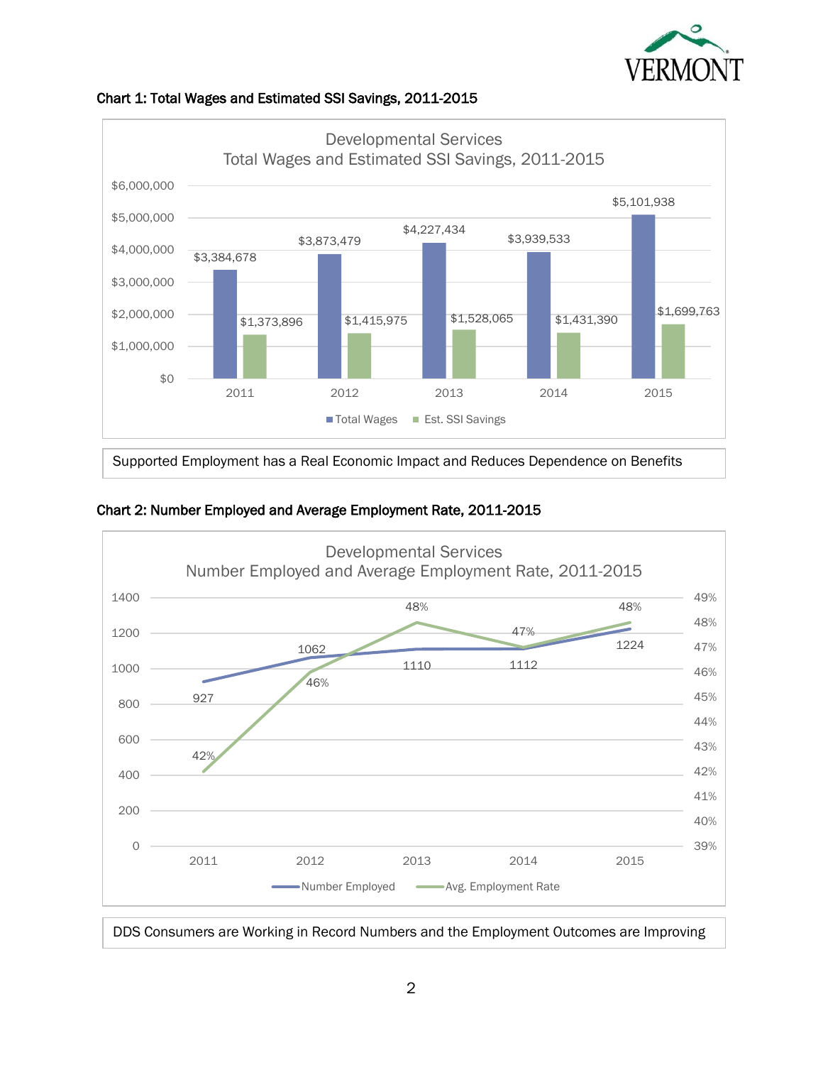### Chart 1: Total Wages and Estimated SSI Savings, 2011-2015

Developmental Services
Total Wages and Estimated SSI Savings, 2011-2015

$6,000,000
$5,000,000
$4,000,000
$3,000,000
$2,000,000
$1,000,000
$0

2011: $3,384,678 / $1,373,896
2012: $3,873,479 / $1,415,975
2013: $4,227,434 / $1,528,065
2014: $3,939,533 / $1,431,390
2015: $5,101,938 / $1,699,763

Total Wages
Est. SSI Savings

Supported Employment has a Real Economic Impact and Reduces Dependence on Benefits

### Chart 2: Number Employed and Average Employment Rate, 2011-2015

Developmental Services
Number Employed and Average Employment Rate, 2011-2015

1400
1200
1000
800
600
400
200
0

49%
48%
47%
46%
45%
44%
43%
42%
41%
40%
39%

2011: 927 / 42%
2012: 1062 / 46%
2013: 1110 / 48%
2014: 1112 / 47%
2015: 1224 / 48%

Number Employed
Avg. Employment Rate

DDS Consumers are Working in Record Numbers and the Employment Outcomes are Improving